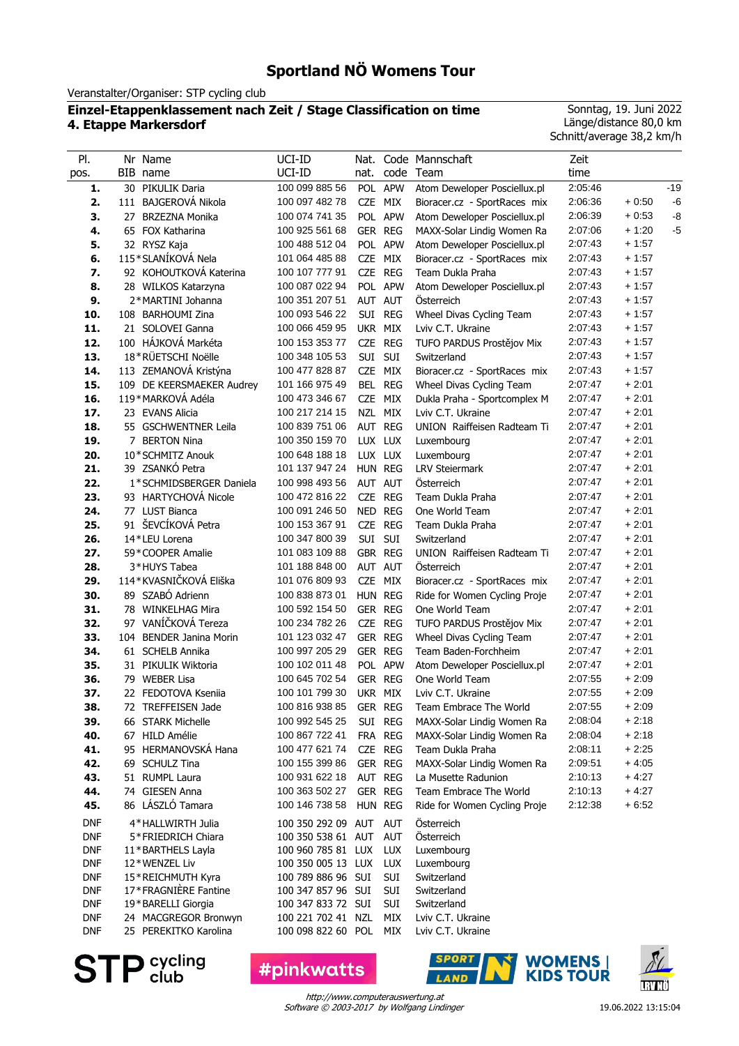# Sportland NÖ Womens Tour

Veranstalter/Organiser: STP cycling club

**Einzel-Etappenklassement nach Zeit / Stage Classification on time**
**4. Etappe Markersdorf**

Sonntag, 19. Juni 2022
Länge/distance 80,0 km
Schnitt/average 38,2 km/h

| Pl. pos. | Nr BIB | Name name | UCI-ID UCI-ID | Nat. nat. | Code code | Mannschaft Team | Zeit time | | |
|---|---|---|---|---|---|---|---|---|---|
| **1.** | 30 | PIKULIK Daria | 100 099 885 56 | POL | APW | Atom Deweloper Posciellux.pl | 2:05:46 | | -19 |
| **2.** | 111 | BAJGEROVÁ Nikola | 100 097 482 78 | CZE | MIX | Bioracer.cz - SportRaces mix | 2:06:36 | + 0:50 | -6 |
| **3.** | 27 | BRZEZNA Monika | 100 074 741 35 | POL | APW | Atom Deweloper Posciellux.pl | 2:06:39 | + 0:53 | -8 |
| **4.** | 65 | FOX Katharina | 100 925 561 68 | GER | REG | MAXX-Solar Lindig Women Ra | 2:07:06 | + 1:20 | -5 |
| **5.** | 32 | RYSZ Kaja | 100 488 512 04 | POL | APW | Atom Deweloper Posciellux.pl | 2:07:43 | + 1:57 | |
| **6.** | 115* | SLANÍKOVÁ Nela | 101 064 485 88 | CZE | MIX | Bioracer.cz - SportRaces mix | 2:07:43 | + 1:57 | |
| **7.** | 92 | KOHOUTKOVÁ Katerina | 100 107 777 91 | CZE | REG | Team Dukla Praha | 2:07:43 | + 1:57 | |
| **8.** | 28 | WILKOS Katarzyna | 100 087 022 94 | POL | APW | Atom Deweloper Posciellux.pl | 2:07:43 | + 1:57 | |
| **9.** | 2* | MARTINI Johanna | 100 351 207 51 | AUT | AUT | Österreich | 2:07:43 | + 1:57 | |
| **10.** | 108 | BARHOUMI Zina | 100 093 546 22 | SUI | REG | Wheel Divas Cycling Team | 2:07:43 | + 1:57 | |
| **11.** | 21 | SOLOVEI Ganna | 100 066 459 95 | UKR | MIX | Lviv C.T. Ukraine | 2:07:43 | + 1:57 | |
| **12.** | 100 | HÁJKOVÁ Markéta | 100 153 353 77 | CZE | REG | TUFO PARDUS Prostějov Mix | 2:07:43 | + 1:57 | |
| **13.** | 18* | RÜETSCHI Noëlle | 100 348 105 53 | SUI | SUI | Switzerland | 2:07:43 | + 1:57 | |
| **14.** | 113 | ZEMANOVÁ Kristýna | 100 477 828 87 | CZE | MIX | Bioracer.cz - SportRaces mix | 2:07:43 | + 1:57 | |
| **15.** | 109 | DE KEERSMAEKER Audrey | 101 166 975 49 | BEL | REG | Wheel Divas Cycling Team | 2:07:47 | + 2:01 | |
| **16.** | 119* | MARKOVÁ Adéla | 100 473 346 67 | CZE | MIX | Dukla Praha - Sportcomplex M | 2:07:47 | + 2:01 | |
| **17.** | 23 | EVANS Alicia | 100 217 214 15 | NZL | MIX | Lviv C.T. Ukraine | 2:07:47 | + 2:01 | |
| **18.** | 55 | GSCHWENTNER Leila | 100 839 751 06 | AUT | REG | UNION Raiffeisen Radteam Ti | 2:07:47 | + 2:01 | |
| **19.** | 7 | BERTON Nina | 100 350 159 70 | LUX | LUX | Luxembourg | 2:07:47 | + 2:01 | |
| **20.** | 10* | SCHMITZ Anouk | 100 648 188 18 | LUX | LUX | Luxembourg | 2:07:47 | + 2:01 | |
| **21.** | 39 | ZSANKÓ Petra | 101 137 947 24 | HUN | REG | LRV Steiermark | 2:07:47 | + 2:01 | |
| **22.** | 1* | SCHMIDSBERGER Daniela | 100 998 493 56 | AUT | AUT | Österreich | 2:07:47 | + 2:01 | |
| **23.** | 93 | HARTYCHOVÁ Nicole | 100 472 816 22 | CZE | REG | Team Dukla Praha | 2:07:47 | + 2:01 | |
| **24.** | 77 | LUST Bianca | 100 091 246 50 | NED | REG | One World Team | 2:07:47 | + 2:01 | |
| **25.** | 91 | ŠEVCÍKOVÁ Petra | 100 153 367 91 | CZE | REG | Team Dukla Praha | 2:07:47 | + 2:01 | |
| **26.** | 14* | LEU Lorena | 100 347 800 39 | SUI | SUI | Switzerland | 2:07:47 | + 2:01 | |
| **27.** | 59* | COOPER Amalie | 101 083 109 88 | GBR | REG | UNION Raiffeisen Radteam Ti | 2:07:47 | + 2:01 | |
| **28.** | 3* | HUYS Tabea | 101 188 848 00 | AUT | AUT | Österreich | 2:07:47 | + 2:01 | |
| **29.** | 114* | KVASNIČKOVÁ Eliška | 101 076 809 93 | CZE | MIX | Bioracer.cz - SportRaces mix | 2:07:47 | + 2:01 | |
| **30.** | 89 | SZABÓ Adrienn | 100 838 873 01 | HUN | REG | Ride for Women Cycling Proje | 2:07:47 | + 2:01 | |
| **31.** | 78 | WINKELHAG Mira | 100 592 154 50 | GER | REG | One World Team | 2:07:47 | + 2:01 | |
| **32.** | 97 | VANÍČKOVÁ Tereza | 100 234 782 26 | CZE | REG | TUFO PARDUS Prostějov Mix | 2:07:47 | + 2:01 | |
| **33.** | 104 | BENDER Janina Morin | 101 123 032 47 | GER | REG | Wheel Divas Cycling Team | 2:07:47 | + 2:01 | |
| **34.** | 61 | SCHELB Annika | 100 997 205 29 | GER | REG | Team Baden-Forchheim | 2:07:47 | + 2:01 | |
| **35.** | 31 | PIKULIK Wiktoria | 100 102 011 48 | POL | APW | Atom Deweloper Posciellux.pl | 2:07:47 | + 2:01 | |
| **36.** | 79 | WEBER Lisa | 100 645 702 54 | GER | REG | One World Team | 2:07:55 | + 2:09 | |
| **37.** | 22 | FEDOTOVA Kseniia | 100 101 799 30 | UKR | MIX | Lviv C.T. Ukraine | 2:07:55 | + 2:09 | |
| **38.** | 72 | TREFFEISEN Jade | 100 816 938 85 | GER | REG | Team Embrace The World | 2:07:55 | + 2:09 | |
| **39.** | 66 | STARK Michelle | 100 992 545 25 | SUI | REG | MAXX-Solar Lindig Women Ra | 2:08:04 | + 2:18 | |
| **40.** | 67 | HILD Amélie | 100 867 722 41 | FRA | REG | MAXX-Solar Lindig Women Ra | 2:08:04 | + 2:18 | |
| **41.** | 95 | HERMANOVSKÁ Hana | 100 477 621 74 | CZE | REG | Team Dukla Praha | 2:08:11 | + 2:25 | |
| **42.** | 69 | SCHULZ Tina | 100 155 399 86 | GER | REG | MAXX-Solar Lindig Women Ra | 2:09:51 | + 4:05 | |
| **43.** | 51 | RUMPL Laura | 100 931 622 18 | AUT | REG | La Musette Radunion | 2:10:13 | + 4:27 | |
| **44.** | 74 | GIESEN Anna | 100 363 502 27 | GER | REG | Team Embrace The World | 2:10:13 | + 4:27 | |
| **45.** | 86 | LÁSZLÓ Tamara | 100 146 738 58 | HUN | REG | Ride for Women Cycling Proje | 2:12:38 | + 6:52 | |
| DNF | 4* | HALLWIRTH Julia | 100 350 292 09 | AUT | AUT | Österreich | | | |
| DNF | 5* | FRIEDRICH Chiara | 100 350 538 61 | AUT | AUT | Österreich | | | |
| DNF | 11* | BARTHELS Layla | 100 960 785 81 | LUX | LUX | Luxembourg | | | |
| DNF | 12* | WENZEL Liv | 100 350 005 13 | LUX | LUX | Luxembourg | | | |
| DNF | 15* | REICHMUTH Kyra | 100 789 886 96 | SUI | SUI | Switzerland | | | |
| DNF | 17* | FRAGNIÈRE Fantine | 100 347 857 96 | SUI | SUI | Switzerland | | | |
| DNF | 19* | BARELLI Giorgia | 100 347 833 72 | SUI | SUI | Switzerland | | | |
| DNF | 24 | MACGREGOR Bronwyn | 100 221 702 41 | NZL | MIX | Lviv C.T. Ukraine | | | |
| DNF | 25 | PEREKITKO Karolina | 100 098 822 60 | POL | MIX | Lviv C.T. Ukraine | | | |

STP cycling club | #pinkwatts | SPORTLAND N | WOMENS | KIDS TOUR | LRV NÖ

*http://www.computerauswertung.at*
*Software © 2003-2017 by Wolfgang Lindinger*

19.06.2022 13:15:04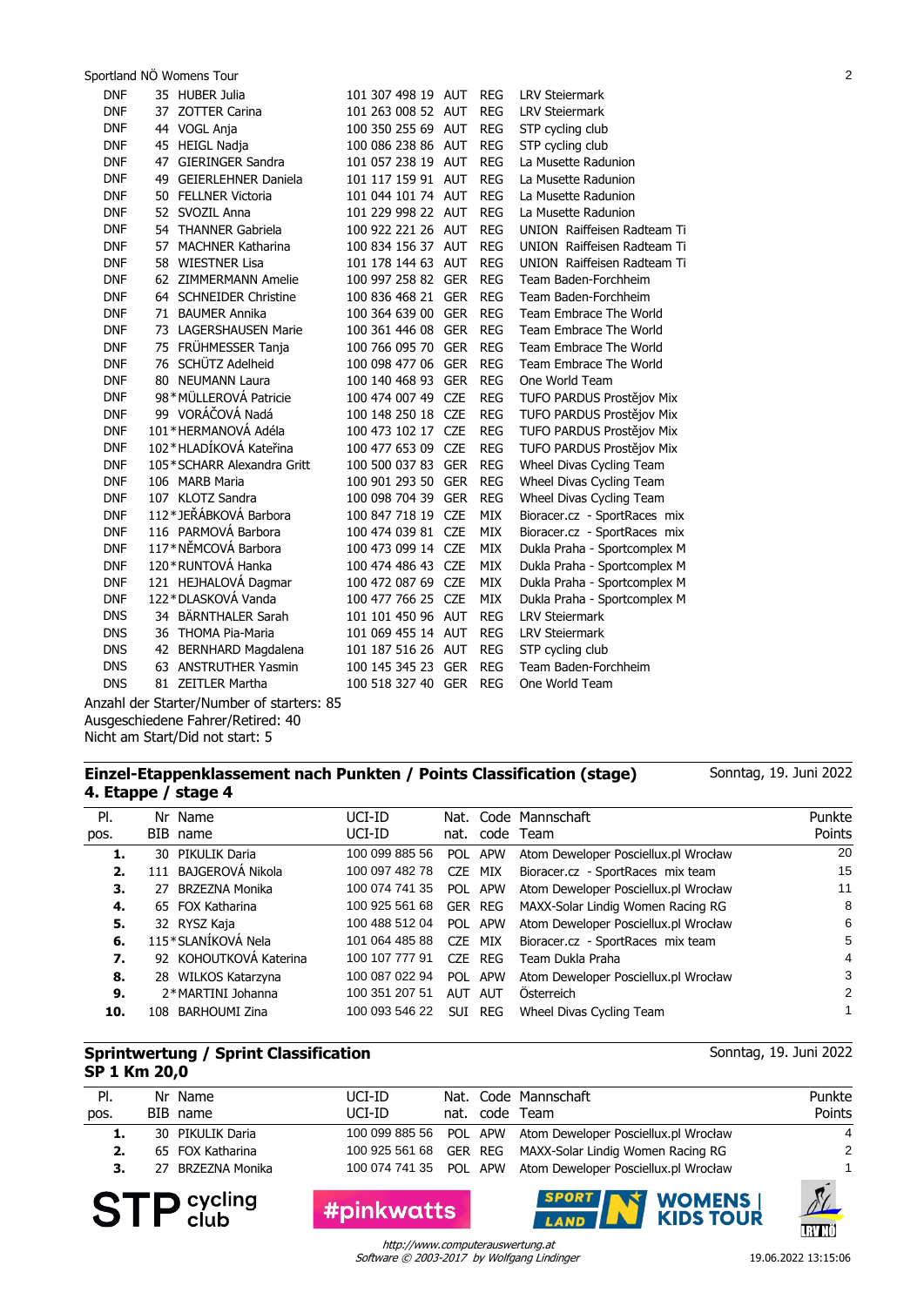Sportland NÖ Womens Tour

| | Nr | Name | UCI-ID | Nat. | Code | Mannschaft |
|---|---|---|---|---|---|---|
| DNF | 35 | HUBER Julia | 101 307 498 19 | AUT | REG | LRV Steiermark |
| DNF | 37 | ZOTTER Carina | 101 263 008 52 | AUT | REG | LRV Steiermark |
| DNF | 44 | VOGL Anja | 100 350 255 69 | AUT | REG | STP cycling club |
| DNF | 45 | HEIGL Nadja | 100 086 238 86 | AUT | REG | STP cycling club |
| DNF | 47 | GIERINGER Sandra | 101 057 238 19 | AUT | REG | La Musette Radunion |
| DNF | 49 | GEIERLEHNER Daniela | 101 117 159 31 | AUT | REG | La Musette Radunion |
| DNF | 50 | FELLNER Victoria | 101 044 101 74 | AUT | REG | La Musette Radunion |
| DNF | 52 | SVOZIL Anna | 101 229 998 22 | AUT | REG | La Musette Radunion |
| DNF | 54 | THANNER Gabriela | 100 922 221 26 | AUT | REG | UNION Raiffeisen Radteam Ti |
| DNF | 57 | MACHNER Katharina | 100 834 156 37 | AUT | REG | UNION Raiffeisen Radteam Ti |
| DNF | 58 | WIESTNER Lisa | 101 178 144 63 | AUT | REG | UNION Raiffeisen Radteam Ti |
| DNF | 62 | ZIMMERMANN Amelie | 100 997 258 82 | GER | REG | Team Baden-Forchheim |
| DNF | 64 | SCHNEIDER Christine | 100 836 468 21 | GER | REG | Team Baden-Forchheim |
| DNF | 71 | BAUMER Annika | 100 364 639 00 | GER | REG | Team Embrace The World |
| DNF | 73 | LAGERSHAUSEN Marie | 100 361 446 08 | GER | REG | Team Embrace The World |
| DNF | 75 | FRÜHMESSER Tanja | 100 766 095 70 | GER | REG | Team Embrace The World |
| DNF | 76 | SCHÜTZ Adelheid | 100 098 477 06 | GER | REG | Team Embrace The World |
| DNF | 80 | NEUMANN Laura | 100 140 468 93 | GER | REG | One World Team |
| DNF | 98* | MÜLLEROVÁ Patricie | 100 474 007 49 | CZE | REG | TUFO PARDUS Prostějov Mix |
| DNF | 99 | VORÁČOVÁ Nadá | 100 148 250 18 | CZE | REG | TUFO PARDUS Prostějov Mix |
| DNF | 101* | HERMANOVÁ Adéla | 100 473 102 17 | CZE | REG | TUFO PARDUS Prostějov Mix |
| DNF | 102* | HLADÍKOVÁ Kateřina | 100 477 653 09 | CZE | REG | TUFO PARDUS Prostějov Mix |
| DNF | 105* | SCHARR Alexandra Gritt | 100 500 037 83 | GER | REG | Wheel Divas Cycling Team |
| DNF | 106 | MARB Maria | 100 901 293 50 | GER | REG | Wheel Divas Cycling Team |
| DNF | 107 | KLOTZ Sandra | 100 098 704 39 | GER | REG | Wheel Divas Cycling Team |
| DNF | 112* | JEŘÁBKOVÁ Barbora | 100 847 718 19 | CZE | MIX | Bioracer.cz - SportRaces mix |
| DNF | 116 | PARMOVÁ Barbora | 100 474 039 81 | CZE | MIX | Bioracer.cz - SportRaces mix |
| DNF | 117* | NĚMCOVÁ Barbora | 100 473 099 14 | CZE | MIX | Dukla Praha - Sportcomplex M |
| DNF | 120* | RUNTOVÁ Hanka | 100 474 486 43 | CZE | MIX | Dukla Praha - Sportcomplex M |
| DNF | 121 | HEJHALOVÁ Dagmar | 100 472 087 69 | CZE | MIX | Dukla Praha - Sportcomplex M |
| DNF | 122* | DLASKOVÁ Vanda | 100 477 766 25 | CZE | MIX | Dukla Praha - Sportcomplex M |
| DNS | 34 | BÄRNTHALER Sarah | 101 101 450 96 | AUT | REG | LRV Steiermark |
| DNS | 36 | THOMA Pia-Maria | 101 069 455 14 | AUT | REG | LRV Steiermark |
| DNS | 42 | BERNHARD Magdalena | 101 187 516 26 | AUT | REG | STP cycling club |
| DNS | 63 | ANSTRUTHER Yasmin | 100 145 345 23 | GER | REG | Team Baden-Forchheim |
| DNS | 81 | ZEITLER Martha | 100 518 327 40 | GER | REG | One World Team |

Anzahl der Starter/Number of starters: 85
Ausgeschiedene Fahrer/Retired: 40
Nicht am Start/Did not start: 5

## Einzel-Etappenklassement nach Punkten / Points Classification (stage)
## 4. Etappe / stage 4

Sonntag, 19. Juni 2022

| Pl. pos. | Nr BIB | Name name | UCI-ID | Nat. nat. | Code code | Mannschaft Team | Punkte Points |
|---|---|---|---|---|---|---|---|
| **1.** | 30 | PIKULIK Daria | 100 099 885 56 | POL | APW | Atom Deweloper Posciellux.pl Wrocław | 20 |
| **2.** | 111 | BAJGEROVÁ Nikola | 100 097 482 78 | CZE | MIX | Bioracer.cz - SportRaces mix team | 15 |
| **3.** | 27 | BRZEZNA Monika | 100 074 741 35 | POL | APW | Atom Deweloper Posciellux.pl Wrocław | 11 |
| **4.** | 65 | FOX Katharina | 100 925 561 68 | GER | REG | MAXX-Solar Lindig Women Racing RG | 8 |
| **5.** | 32 | RYSZ Kaja | 100 488 512 04 | POL | APW | Atom Deweloper Posciellux.pl Wrocław | 6 |
| **6.** | 115* | SLANÍKOVÁ Nela | 101 064 485 88 | CZE | MIX | Bioracer.cz - SportRaces mix team | 5 |
| **7.** | 92 | KOHOUTKOVÁ Katerina | 100 107 777 91 | CZE | REG | Team Dukla Praha | 4 |
| **8.** | 28 | WILKOS Katarzyna | 100 087 022 94 | POL | APW | Atom Deweloper Posciellux.pl Wrocław | 3 |
| **9.** | 2* | MARTINI Johanna | 100 351 207 51 | AUT | AUT | Österreich | 2 |
| **10.** | 108 | BARHOUMI Zina | 100 093 546 22 | SUI | REG | Wheel Divas Cycling Team | 1 |

## Sprintwertung / Sprint Classification
## SP 1 Km 20,0

Sonntag, 19. Juni 2022

| Pl. pos. | Nr BIB | Name name | UCI-ID | Nat. nat. | Code code | Mannschaft Team | Punkte Points |
|---|---|---|---|---|---|---|---|
| **1.** | 30 | PIKULIK Daria | 100 099 885 56 | POL | APW | Atom Deweloper Posciellux.pl Wrocław | 4 |
| **2.** | 65 | FOX Katharina | 100 925 561 68 | GER | REG | MAXX-Solar Lindig Women Racing RG | 2 |
| **3.** | 27 | BRZEZNA Monika | 100 074 741 35 | POL | APW | Atom Deweloper Posciellux.pl Wrocław | 1 |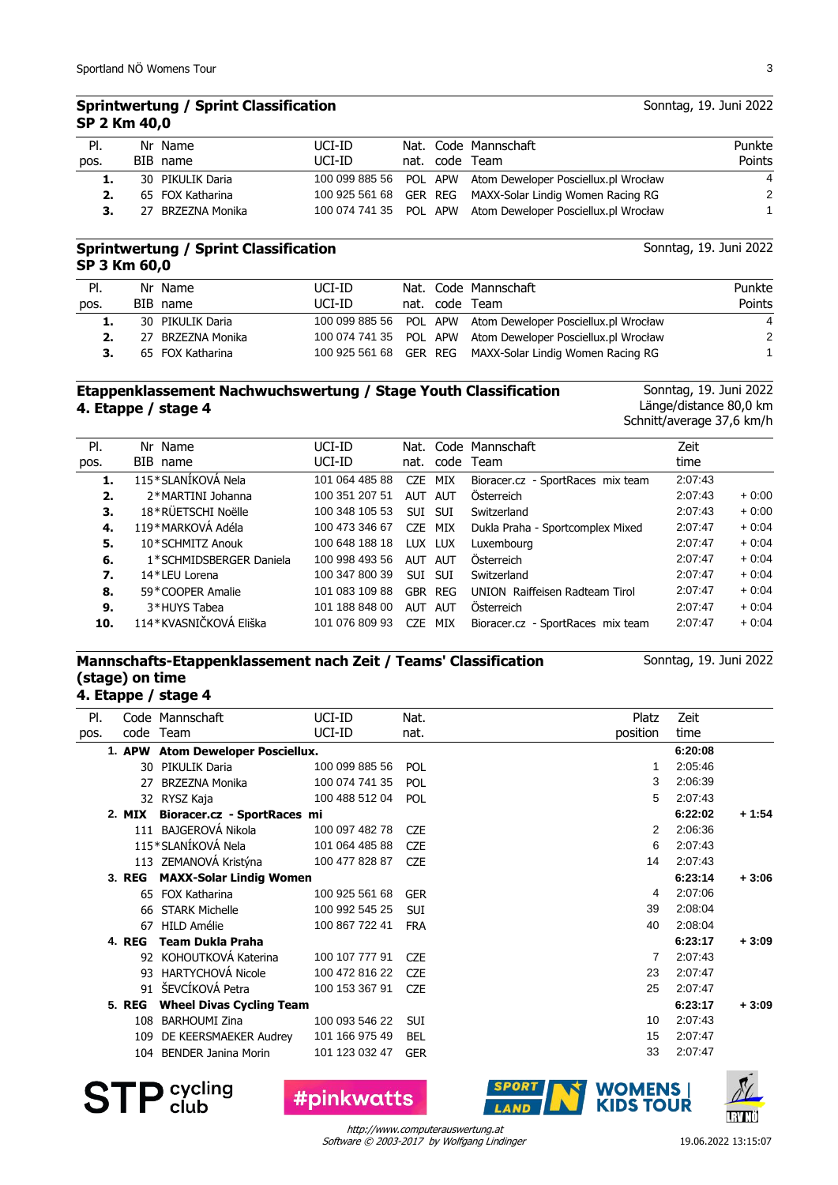## Sprintwertung / Sprint Classification
**SP 2 Km 40,0**

Sonntag, 19. Juni 2022

| Pl. pos. | Nr BIB | Name name | UCI-ID UCI-ID | Nat. nat. | Code code | Mannschaft Team | Punkte Points |
|---|---|---|---|---|---|---|---|
| **1.** | 30 | PIKULIK Daria | 100 099 885 56 | POL | APW | Atom Deweloper Posciellux.pl Wrocław | 4 |
| **2.** | 65 | FOX Katharina | 100 925 561 68 | GER | REG | MAXX-Solar Lindig Women Racing RG | 2 |
| **3.** | 27 | BRZEZNA Monika | 100 074 741 35 | POL | APW | Atom Deweloper Posciellux.pl Wrocław | 1 |

## Sprintwertung / Sprint Classification
**SP 3 Km 60,0**

Sonntag, 19. Juni 2022

| Pl. pos. | Nr BIB | Name name | UCI-ID UCI-ID | Nat. nat. | Code code | Mannschaft Team | Punkte Points |
|---|---|---|---|---|---|---|---|
| **1.** | 30 | PIKULIK Daria | 100 099 885 56 | POL | APW | Atom Deweloper Posciellux.pl Wrocław | 4 |
| **2.** | 27 | BRZEZNA Monika | 100 074 741 35 | POL | APW | Atom Deweloper Posciellux.pl Wrocław | 2 |
| **3.** | 65 | FOX Katharina | 100 925 561 68 | GER | REG | MAXX-Solar Lindig Women Racing RG | 1 |

## Etappenklassement Nachwuchswertung / Stage Youth Classification
**4. Etappe / stage 4**

Sonntag, 19. Juni 2022
Länge/distance 80,0 km
Schnitt/average 37,6 km/h

| Pl. pos. | Nr BIB | Name name | UCI-ID UCI-ID | Nat. nat. | Code code | Mannschaft Team | Zeit time | |
|---|---|---|---|---|---|---|---|---|
| **1.** | 115* | SLANÍKOVÁ Nela | 101 064 485 88 | CZE | MIX | Bioracer.cz - SportRaces mix team | 2:07:43 | |
| **2.** | 2* | MARTINI Johanna | 100 351 207 51 | AUT | AUT | Österreich | 2:07:43 | + 0:00 |
| **3.** | 18* | RÜETSCHI Noëlle | 100 348 105 53 | SUI | SUI | Switzerland | 2:07:43 | + 0:00 |
| **4.** | 119* | MARKOVÁ Adéla | 100 473 346 67 | CZE | MIX | Dukla Praha - Sportcomplex Mixed | 2:07:47 | + 0:04 |
| **5.** | 10* | SCHMITZ Anouk | 100 648 188 18 | LUX | LUX | Luxembourg | 2:07:47 | + 0:04 |
| **6.** | 1* | SCHMIDSBERGER Daniela | 100 998 493 56 | AUT | AUT | Österreich | 2:07:47 | + 0:04 |
| **7.** | 14* | LEU Lorena | 100 347 800 39 | SUI | SUI | Switzerland | 2:07:47 | + 0:04 |
| **8.** | 59* | COOPER Amalie | 101 083 109 88 | GBR | REG | UNION Raiffeisen Radteam Tirol | 2:07:47 | + 0:04 |
| **9.** | 3* | HUYS Tabea | 101 188 848 00 | AUT | AUT | Österreich | 2:07:47 | + 0:04 |
| **10.** | 114* | KVASNIČKOVÁ Eliška | 101 076 809 93 | CZE | MIX | Bioracer.cz - SportRaces mix team | 2:07:47 | + 0:04 |

## Mannschafts-Etappenklassement nach Zeit / Teams' Classification (stage) on time
**4. Etappe / stage 4**

Sonntag, 19. Juni 2022

| Pl. pos. | Code code | Mannschaft Team | UCI-ID UCI-ID | Nat. nat. | Platz position | Zeit time | |
|---|---|---|---|---|---|---|---|
| **1.** | **APW** | **Atom Deweloper Posciellux.** | | | | **6:20:08** | |
| | 30 | PIKULIK Daria | 100 099 885 56 | POL | 1 | 2:05:46 | |
| | 27 | BRZEZNA Monika | 100 074 741 35 | POL | 3 | 2:06:39 | |
| | 32 | RYSZ Kaja | 100 488 512 04 | POL | 5 | 2:07:43 | |
| **2.** | **MIX** | **Bioracer.cz - SportRaces mi** | | | | **6:22:02** | **+ 1:54** |
| | 111 | BAJGEROVÁ Nikola | 100 097 482 78 | CZE | 2 | 2:06:36 | |
| | 115* | SLANÍKOVÁ Nela | 101 064 485 88 | CZE | 6 | 2:07:43 | |
| | 113 | ZEMANOVÁ Kristýna | 100 477 828 87 | CZE | 14 | 2:07:43 | |
| **3.** | **REG** | **MAXX-Solar Lindig Women** | | | | **6:23:14** | **+ 3:06** |
| | 65 | FOX Katharina | 100 925 561 68 | GER | 4 | 2:07:06 | |
| | 66 | STARK Michelle | 100 992 545 25 | SUI | 39 | 2:08:04 | |
| | 67 | HILD Amélie | 100 867 722 41 | FRA | 40 | 2:08:04 | |
| **4.** | **REG** | **Team Dukla Praha** | | | | **6:23:17** | **+ 3:09** |
| | 92 | KOHOUTKOVÁ Katerina | 100 107 777 91 | CZE | 7 | 2:07:43 | |
| | 93 | HARTYCHOVÁ Nicole | 100 472 816 22 | CZE | 23 | 2:07:47 | |
| | 91 | ŠEVCÍKOVÁ Petra | 100 153 367 91 | CZE | 25 | 2:07:47 | |
| **5.** | **REG** | **Wheel Divas Cycling Team** | | | | **6:23:17** | **+ 3:09** |
| | 108 | BARHOUMI Zina | 100 093 546 22 | SUI | 10 | 2:07:43 | |
| | 109 | DE KEERSMAEKER Audrey | 101 166 975 49 | BEL | 15 | 2:07:47 | |
| | 104 | BENDER Janina Morin | 101 123 032 47 | GER | 33 | 2:07:47 | |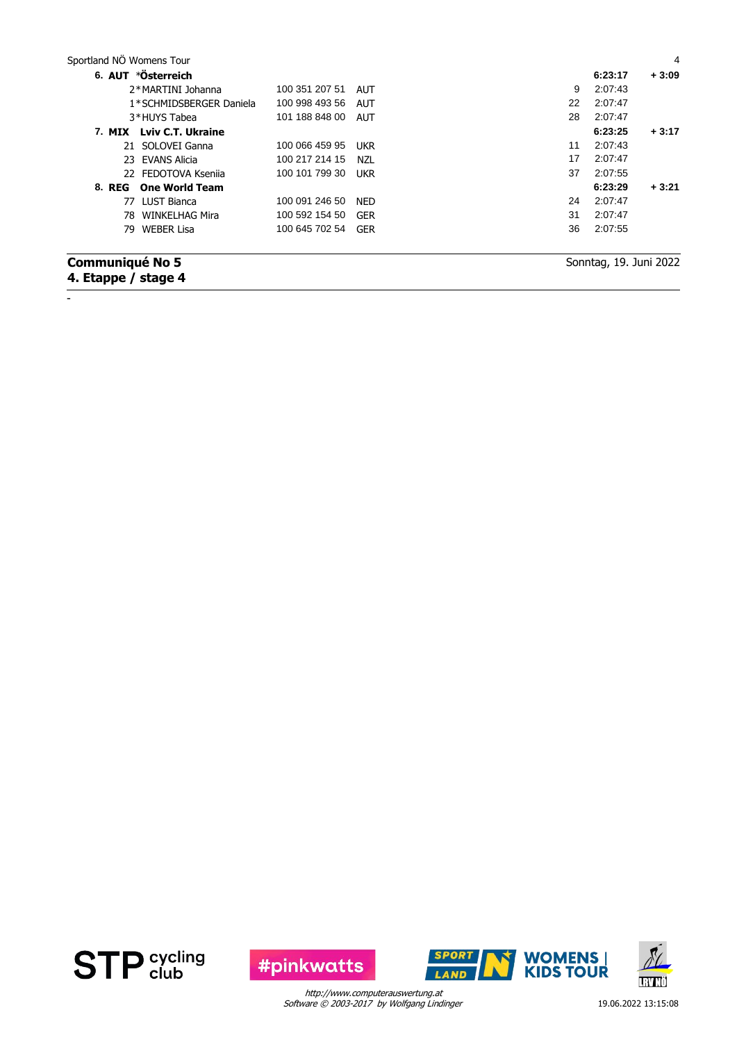| | | | | | |
|---|---|---|---|---|---|
| **6. AUT \*Österreich** | | | | **6:23:17** | **+ 3:09** |
| 2\*MARTINI Johanna | 100 351 207 51 | AUT | 9 | 2:07:43 | |
| 1\*SCHMIDSBERGER Daniela | 100 998 493 56 | AUT | 22 | 2:07:47 | |
| 3\*HUYS Tabea | 101 188 848 00 | AUT | 28 | 2:07:47 | |
| **7. MIX Lviv C.T. Ukraine** | | | | **6:23:25** | **+ 3:17** |
| 21 SOLOVEI Ganna | 100 066 459 95 | UKR | 11 | 2:07:43 | |
| 23 EVANS Alicia | 100 217 214 15 | NZL | 17 | 2:07:47 | |
| 22 FEDOTOVA Kseniia | 100 101 799 30 | UKR | 37 | 2:07:55 | |
| **8. REG One World Team** | | | | **6:23:29** | **+ 3:21** |
| 77 LUST Bianca | 100 091 246 50 | NED | 24 | 2:07:47 | |
| 78 WINKELHAG Mira | 100 592 154 50 | GER | 31 | 2:07:47 | |
| 79 WEBER Lisa | 100 645 702 54 | GER | 36 | 2:07:55 | |

**Communiqué No 5**
**4. Etappe / stage 4**

Sonntag, 19. Juni 2022

-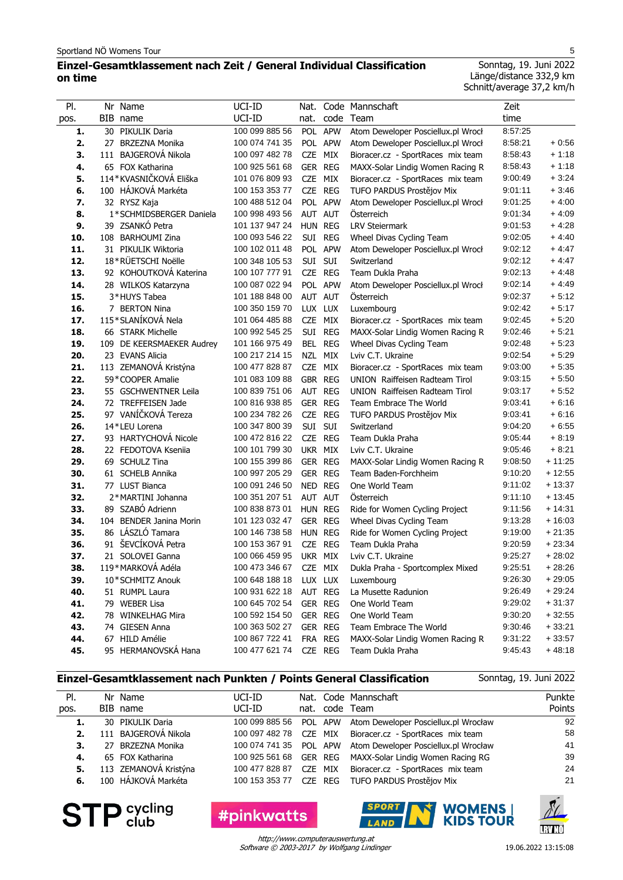Sportland NÖ Womens Tour

## Einzel-Gesamtklassement nach Zeit / General Individual Classification on time

Sonntag, 19. Juni 2022
Länge/distance 332,9 km
Schnitt/average 37,2 km/h

| Pl. pos. | Nr BIB | Name name | UCI-ID UCI-ID | Nat. nat. | Code code | Mannschaft Team | Zeit time | |
|---|---|---|---|---|---|---|---|---|
| **1.** | 30 | PIKULIK Daria | 100 099 885 56 | POL | APW | Atom Deweloper Posciellux.pl Wrocł | 8:57:25 | |
| **2.** | 27 | BRZEZNA Monika | 100 074 741 35 | POL | APW | Atom Deweloper Posciellux.pl Wrocł | 8:58:21 | + 0:56 |
| **3.** | 111 | BAJGEROVÁ Nikola | 100 097 482 78 | CZE | MIX | Bioracer.cz - SportRaces mix team | 8:58:43 | + 1:18 |
| **4.** | 65 | FOX Katharina | 100 925 561 68 | GER | REG | MAXX-Solar Lindig Women Racing R | 8:58:43 | + 1:18 |
| **5.** | 114* | KVASNIČKOVÁ Eliška | 101 076 809 93 | CZE | MIX | Bioracer.cz - SportRaces mix team | 9:00:49 | + 3:24 |
| **6.** | 100 | HÁJKOVÁ Markéta | 100 153 353 77 | CZE | REG | TUFO PARDUS Prostějov Mix | 9:01:11 | + 3:46 |
| **7.** | 32 | RYSZ Kaja | 100 488 512 04 | POL | APW | Atom Deweloper Posciellux.pl Wrocł | 9:01:25 | + 4:00 |
| **8.** | 1* | SCHMIDSBERGER Daniela | 100 998 493 56 | AUT | AUT | Österreich | 9:01:34 | + 4:09 |
| **9.** | 39 | ZSANKÓ Petra | 101 137 947 24 | HUN | REG | LRV Steiermark | 9:01:53 | + 4:28 |
| **10.** | 108 | BARHOUMI Zina | 100 093 546 22 | SUI | REG | Wheel Divas Cycling Team | 9:02:05 | + 4:40 |
| **11.** | 31 | PIKULIK Wiktoria | 100 102 011 48 | POL | APW | Atom Deweloper Posciellux.pl Wrocł | 9:02:12 | + 4:47 |
| **12.** | 18* | RÜETSCHI Noëlle | 100 348 105 53 | SUI | SUI | Switzerland | 9:02:12 | + 4:47 |
| **13.** | 92 | KOHOUTKOVÁ Katerina | 100 107 777 91 | CZE | REG | Team Dukla Praha | 9:02:13 | + 4:48 |
| **14.** | 28 | WILKOS Katarzyna | 100 087 022 94 | POL | APW | Atom Deweloper Posciellux.pl Wrocł | 9:02:14 | + 4:49 |
| **15.** | 3* | HUYS Tabea | 101 188 848 00 | AUT | AUT | Österreich | 9:02:37 | + 5:12 |
| **16.** | 7 | BERTON Nina | 100 350 159 70 | LUX | LUX | Luxembourg | 9:02:42 | + 5:17 |
| **17.** | 115* | SLANÍKOVÁ Nela | 101 064 485 88 | CZE | MIX | Bioracer.cz - SportRaces mix team | 9:02:45 | + 5:20 |
| **18.** | 66 | STARK Michelle | 100 992 545 25 | SUI | REG | MAXX-Solar Lindig Women Racing R | 9:02:46 | + 5:21 |
| **19.** | 109 | DE KEERSMAEKER Audrey | 101 166 975 49 | BEL | REG | Wheel Divas Cycling Team | 9:02:48 | + 5:23 |
| **20.** | 23 | EVANS Alicia | 100 217 214 15 | NZL | MIX | Lviv C.T. Ukraine | 9:02:54 | + 5:29 |
| **21.** | 113 | ZEMANOVÁ Kristýna | 100 477 828 87 | CZE | MIX | Bioracer.cz - SportRaces mix team | 9:03:00 | + 5:35 |
| **22.** | 59* | COOPER Amalie | 101 083 109 88 | GBR | REG | UNION Raiffeisen Radteam Tirol | 9:03:15 | + 5:50 |
| **23.** | 55 | GSCHWENTNER Leila | 100 839 751 06 | AUT | REG | UNION Raiffeisen Radteam Tirol | 9:03:17 | + 5:52 |
| **24.** | 72 | TREFFEISEN Jade | 100 816 938 85 | GER | REG | Team Embrace The World | 9:03:41 | + 6:16 |
| **25.** | 97 | VANÍČKOVÁ Tereza | 100 234 782 26 | CZE | REG | TUFO PARDUS Prostějov Mix | 9:03:41 | + 6:16 |
| **26.** | 14* | LEU Lorena | 100 347 800 39 | SUI | SUI | Switzerland | 9:04:20 | + 6:55 |
| **27.** | 93 | HARTYCHOVÁ Nicole | 100 472 816 22 | CZE | REG | Team Dukla Praha | 9:05:44 | + 8:19 |
| **28.** | 22 | FEDOTOVA Kseniia | 100 101 799 30 | UKR | MIX | Lviv C.T. Ukraine | 9:05:46 | + 8:21 |
| **29.** | 69 | SCHULZ Tina | 100 155 399 86 | GER | REG | MAXX-Solar Lindig Women Racing R | 9:08:50 | + 11:25 |
| **30.** | 61 | SCHELB Annika | 100 997 205 29 | GER | REG | Team Baden-Forchheim | 9:10:20 | + 12:55 |
| **31.** | 77 | LUST Bianca | 100 091 246 50 | NED | REG | One World Team | 9:11:02 | + 13:37 |
| **32.** | 2* | MARTINI Johanna | 100 351 207 51 | AUT | AUT | Österreich | 9:11:10 | + 13:45 |
| **33.** | 89 | SZABÓ Adrienn | 100 838 873 01 | HUN | REG | Ride for Women Cycling Project | 9:11:56 | + 14:31 |
| **34.** | 104 | BENDER Janina Morin | 101 123 032 47 | GER | REG | Wheel Divas Cycling Team | 9:13:28 | + 16:03 |
| **35.** | 86 | LÁSZLÓ Tamara | 100 146 738 58 | HUN | REG | Ride for Women Cycling Project | 9:19:00 | + 21:35 |
| **36.** | 91 | ŠEVCÍKOVÁ Petra | 100 153 367 91 | CZE | REG | Team Dukla Praha | 9:20:59 | + 23:34 |
| **37.** | 21 | SOLOVEI Ganna | 100 066 459 95 | UKR | MIX | Lviv C.T. Ukraine | 9:25:27 | + 28:02 |
| **38.** | 119* | MARKOVÁ Adéla | 100 473 346 67 | CZE | MIX | Dukla Praha - Sportcomplex Mixed | 9:25:51 | + 28:26 |
| **39.** | 10* | SCHMITZ Anouk | 100 648 188 18 | LUX | LUX | Luxembourg | 9:26:30 | + 29:05 |
| **40.** | 51 | RUMPL Laura | 100 931 622 18 | AUT | REG | La Musette Radunion | 9:26:49 | + 29:24 |
| **41.** | 79 | WEBER Lisa | 100 645 702 54 | GER | REG | One World Team | 9:29:02 | + 31:37 |
| **42.** | 78 | WINKELHAG Mira | 100 592 154 50 | GER | REG | One World Team | 9:30:20 | + 32:55 |
| **43.** | 74 | GIESEN Anna | 100 363 502 27 | GER | REG | Team Embrace The World | 9:30:46 | + 33:21 |
| **44.** | 67 | HILD Amélie | 100 867 722 41 | FRA | REG | MAXX-Solar Lindig Women Racing R | 9:31:22 | + 33:57 |
| **45.** | 95 | HERMANOVSKÁ Hana | 100 477 621 74 | CZE | REG | Team Dukla Praha | 9:45:43 | + 48:18 |

## Einzel-Gesamtklassement nach Punkten / Points General Classification

Sonntag, 19. Juni 2022

| Pl. pos. | Nr BIB | Name name | UCI-ID UCI-ID | Nat. nat. | Code code | Mannschaft Team | Punkte Points |
|---|---|---|---|---|---|---|---|
| **1.** | 30 | PIKULIK Daria | 100 099 885 56 | POL | APW | Atom Deweloper Posciellux.pl Wrocław | 92 |
| **2.** | 111 | BAJGEROVÁ Nikola | 100 097 482 78 | CZE | MIX | Bioracer.cz - SportRaces mix team | 58 |
| **3.** | 27 | BRZEZNA Monika | 100 074 741 35 | POL | APW | Atom Deweloper Posciellux.pl Wrocław | 41 |
| **4.** | 65 | FOX Katharina | 100 925 561 68 | GER | REG | MAXX-Solar Lindig Women Racing RG | 39 |
| **5.** | 113 | ZEMANOVÁ Kristýna | 100 477 828 87 | CZE | MIX | Bioracer.cz - SportRaces mix team | 24 |
| **6.** | 100 | HÁJKOVÁ Markéta | 100 153 353 77 | CZE | REG | TUFO PARDUS Prostějov Mix | 21 |

STP cycling club · #pinkwatts · SPORTLAND N · WOMENS | KIDS TOUR · LRV NÖ

*http://www.computerauswertung.at*
*Software © 2003-2017 by Wolfgang Lindinger*

19.06.2022 13:15:08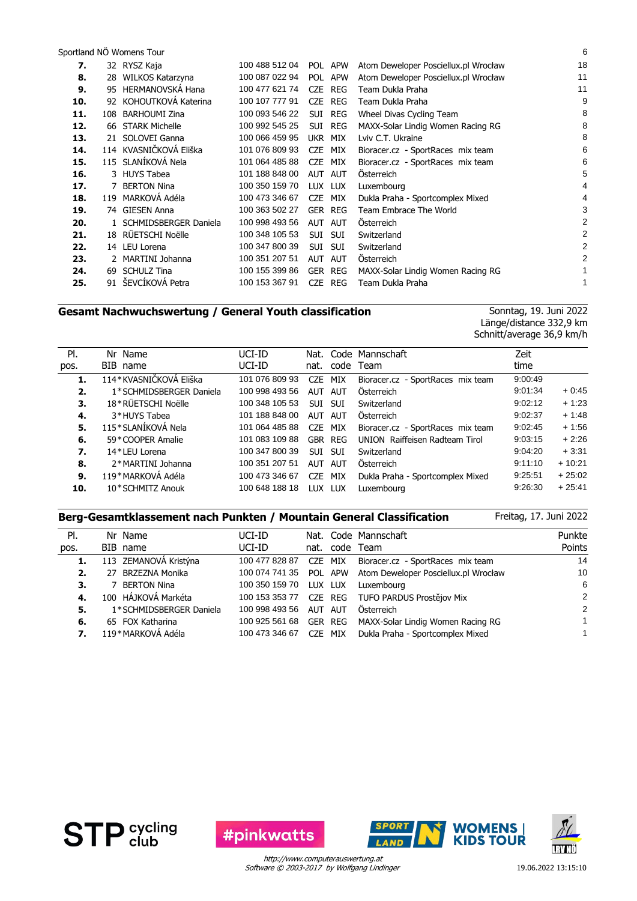Sportland NÖ Womens Tour

| Pl. | BIB | Name | UCI-ID | Nat. | Code | Mannschaft | Punkte |
|---|---|---|---|---|---|---|---|
| **7.** | 32 | RYSZ Kaja | 100 488 512 04 | POL | APW | Atom Deweloper Posciellux.pl Wrocław | 18 |
| **8.** | 28 | WILKOS Katarzyna | 100 087 022 94 | POL | APW | Atom Deweloper Posciellux.pl Wrocław | 11 |
| **9.** | 95 | HERMANOVSKÁ Hana | 100 477 621 74 | CZE | REG | Team Dukla Praha | 11 |
| **10.** | 92 | KOHOUTKOVÁ Katerina | 100 107 777 91 | CZE | REG | Team Dukla Praha | 9 |
| **11.** | 108 | BARHOUMI Zina | 100 093 546 22 | SUI | REG | Wheel Divas Cycling Team | 8 |
| **12.** | 66 | STARK Michelle | 100 992 545 25 | SUI | REG | MAXX-Solar Lindig Women Racing RG | 8 |
| **13.** | 21 | SOLOVEI Ganna | 100 066 459 95 | UKR | MIX | Lviv C.T. Ukraine | 8 |
| **14.** | 114 | KVASNIČKOVÁ Eliška | 101 076 809 93 | CZE | MIX | Bioracer.cz - SportRaces mix team | 6 |
| **15.** | 115 | SLANÍKOVÁ Nela | 101 064 485 88 | CZE | MIX | Bioracer.cz - SportRaces mix team | 6 |
| **16.** | 3 | HUYS Tabea | 101 188 848 00 | AUT | AUT | Österreich | 5 |
| **17.** | 7 | BERTON Nina | 100 350 159 70 | LUX | LUX | Luxembourg | 4 |
| **18.** | 119 | MARKOVÁ Adéla | 100 473 346 67 | CZE | MIX | Dukla Praha - Sportcomplex Mixed | 4 |
| **19.** | 74 | GIESEN Anna | 100 363 502 27 | GER | REG | Team Embrace The World | 3 |
| **20.** | 1 | SCHMIDSBERGER Daniela | 100 998 493 56 | AUT | AUT | Österreich | 2 |
| **21.** | 18 | RÜETSCHI Noëlle | 100 348 105 53 | SUI | SUI | Switzerland | 2 |
| **22.** | 14 | LEU Lorena | 100 347 800 39 | SUI | SUI | Switzerland | 2 |
| **23.** | 2 | MARTINI Johanna | 100 351 207 51 | AUT | AUT | Österreich | 2 |
| **24.** | 69 | SCHULZ Tina | 100 155 399 86 | GER | REG | MAXX-Solar Lindig Women Racing RG | 1 |
| **25.** | 91 | ŠEVCÍKOVÁ Petra | 100 153 367 91 | CZE | REG | Team Dukla Praha | 1 |

## Gesamt Nachwuchswertung / General Youth classification

Sonntag, 19. Juni 2022
Länge/distance 332,9 km
Schnitt/average 36,9 km/h

| Pl. pos. | Nr BIB | Name name | UCI-ID UCI-ID | Nat. nat. | Code code | Mannschaft Team | Zeit time | |
|---|---|---|---|---|---|---|---|---|
| **1.** | 114* | KVASNIČKOVÁ Eliška | 101 076 809 93 | CZE | MIX | Bioracer.cz - SportRaces mix team | 9:00:49 | |
| **2.** | 1* | SCHMIDSBERGER Daniela | 100 998 493 56 | AUT | AUT | Österreich | 9:01:34 | + 0:45 |
| **3.** | 18* | RÜETSCHI Noëlle | 100 348 105 53 | SUI | SUI | Switzerland | 9:02:12 | + 1:23 |
| **4.** | 3* | HUYS Tabea | 101 188 848 00 | AUT | AUT | Österreich | 9:02:37 | + 1:48 |
| **5.** | 115* | SLANÍKOVÁ Nela | 101 064 485 88 | CZE | MIX | Bioracer.cz - SportRaces mix team | 9:02:45 | + 1:56 |
| **6.** | 59* | COOPER Amalie | 101 083 109 88 | GBR | REG | UNION Raiffeisen Radteam Tirol | 9:03:15 | + 2:26 |
| **7.** | 14* | LEU Lorena | 100 347 800 39 | SUI | SUI | Switzerland | 9:04:20 | + 3:31 |
| **8.** | 2* | MARTINI Johanna | 100 351 207 51 | AUT | AUT | Österreich | 9:11:10 | + 10:21 |
| **9.** | 119* | MARKOVÁ Adéla | 100 473 346 67 | CZE | MIX | Dukla Praha - Sportcomplex Mixed | 9:25:51 | + 25:02 |
| **10.** | 10* | SCHMITZ Anouk | 100 648 188 18 | LUX | LUX | Luxembourg | 9:26:30 | + 25:41 |

## Berg-Gesamtklassement nach Punkten / Mountain General Classification

Freitag, 17. Juni 2022

| Pl. pos. | Nr BIB | Name name | UCI-ID UCI-ID | Nat. nat. | Code code | Mannschaft Team | Punkte Points |
|---|---|---|---|---|---|---|---|
| **1.** | 113 | ZEMANOVÁ Kristýna | 100 477 828 87 | CZE | MIX | Bioracer.cz - SportRaces mix team | 14 |
| **2.** | 27 | BRZEZNA Monika | 100 074 741 35 | POL | APW | Atom Deweloper Posciellux.pl Wrocław | 10 |
| **3.** | 7 | BERTON Nina | 100 350 159 70 | LUX | LUX | Luxembourg | 6 |
| **4.** | 100 | HÁJKOVÁ Markéta | 100 153 353 77 | CZE | REG | TUFO PARDUS Prostějov Mix | 2 |
| **5.** | 1* | SCHMIDSBERGER Daniela | 100 998 493 56 | AUT | AUT | Österreich | 2 |
| **6.** | 65 | FOX Katharina | 100 925 561 68 | GER | REG | MAXX-Solar Lindig Women Racing RG | 1 |
| **7.** | 119* | MARKOVÁ Adéla | 100 473 346 67 | CZE | MIX | Dukla Praha - Sportcomplex Mixed | 1 |

http://www.computerauswertung.at
Software © 2003-2017 by Wolfgang Lindinger

19.06.2022 13:15:10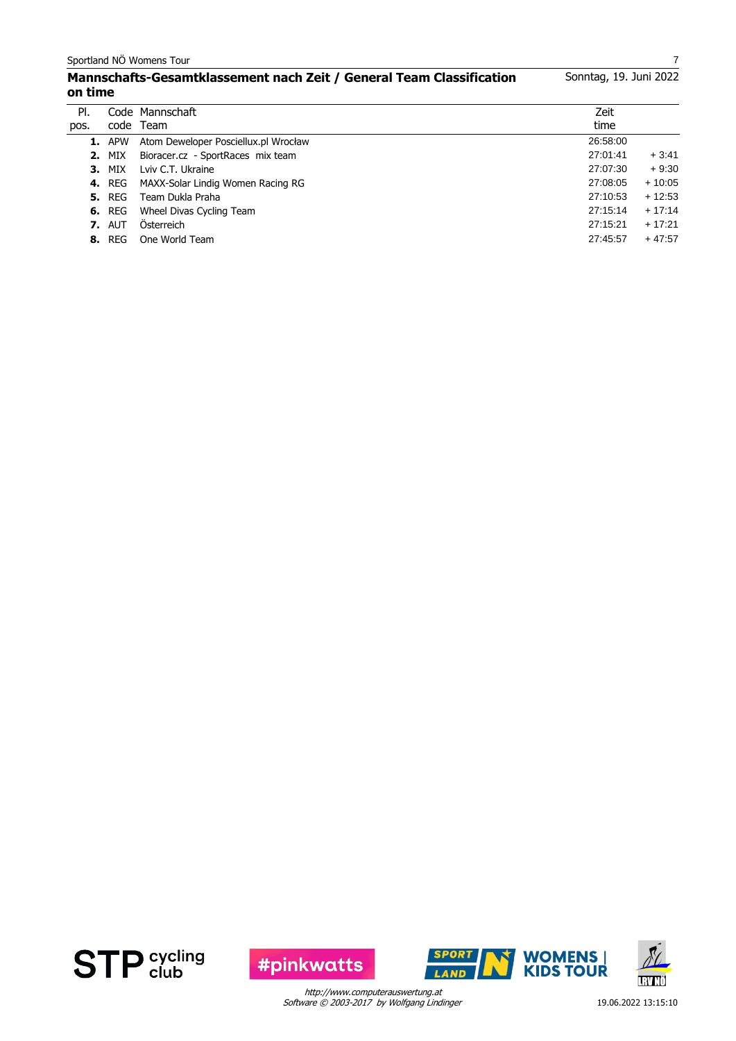Sportland NÖ Womens Tour

## Mannschafts-Gesamtklassement nach Zeit / General Team Classification on time

Sonntag, 19. Juni 2022

| Pl. pos. | Code code | Mannschaft Team | Zeit time | |
|---|---|---|---|---|
| **1.** | APW | Atom Deweloper Posciellux.pl Wrocław | 26:58:00 | |
| **2.** | MIX | Bioracer.cz - SportRaces mix team | 27:01:41 | + 3:41 |
| **3.** | MIX | Lviv C.T. Ukraine | 27:07:30 | + 9:30 |
| **4.** | REG | MAXX-Solar Lindig Women Racing RG | 27:08:05 | + 10:05 |
| **5.** | REG | Team Dukla Praha | 27:10:53 | + 12:53 |
| **6.** | REG | Wheel Divas Cycling Team | 27:15:14 | + 17:14 |
| **7.** | AUT | Österreich | 27:15:21 | + 17:21 |
| **8.** | REG | One World Team | 27:45:57 | + 47:57 |

STP cycling club #pinkwatts SPORT LAND WOMENS | KIDS TOUR LRV NÖ

*http://www.computerauswertung.at*
*Software © 2003-2017 by Wolfgang Lindinger*

19.06.2022 13:15:10